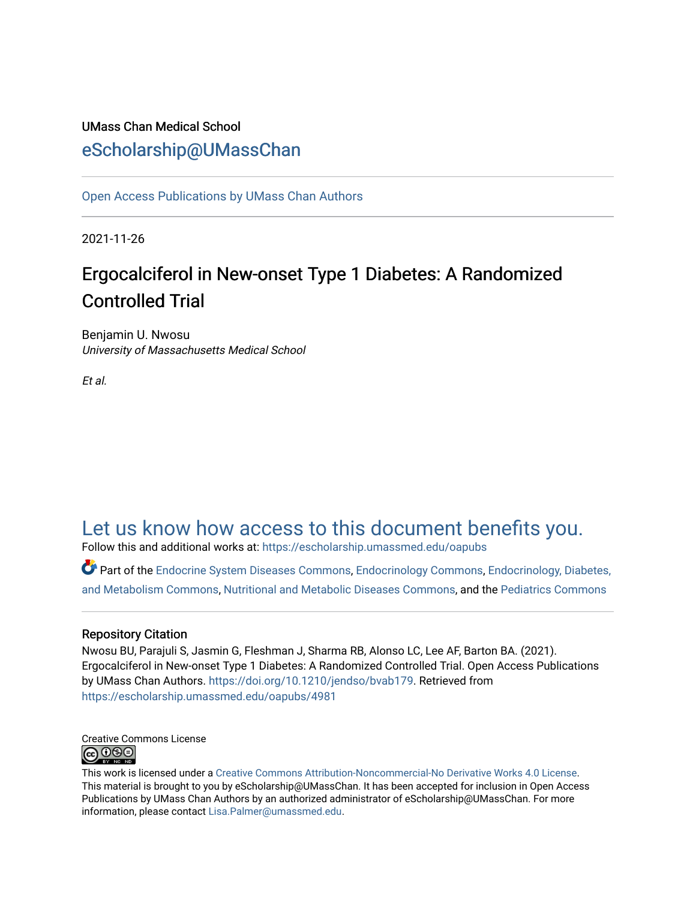UMass Chan Medical School

eScholarship@UMassChan

Open Access Publications by UMass Chan Authors

2021-11-26

# Ergocalciferol in New-onset Type 1 Diabetes: A Randomized Controlled Trial

Benjamin U. Nwosu
*University of Massachusetts Medical School*

*Et al.*

Let us know how access to this document benefits you.

Follow this and additional works at: https://escholarship.umassmed.edu/oapubs

Part of the Endocrine System Diseases Commons, Endocrinology Commons, Endocrinology, Diabetes, and Metabolism Commons, Nutritional and Metabolic Diseases Commons, and the Pediatrics Commons

## Repository Citation

Nwosu BU, Parajuli S, Jasmin G, Fleshman J, Sharma RB, Alonso LC, Lee AF, Barton BA. (2021). Ergocalciferol in New-onset Type 1 Diabetes: A Randomized Controlled Trial. Open Access Publications by UMass Chan Authors. https://doi.org/10.1210/jendso/bvab179. Retrieved from https://escholarship.umassmed.edu/oapubs/4981

Creative Commons License

This work is licensed under a Creative Commons Attribution-Noncommercial-No Derivative Works 4.0 License. This material is brought to you by eScholarship@UMassChan. It has been accepted for inclusion in Open Access Publications by UMass Chan Authors by an authorized administrator of eScholarship@UMassChan. For more information, please contact Lisa.Palmer@umassmed.edu.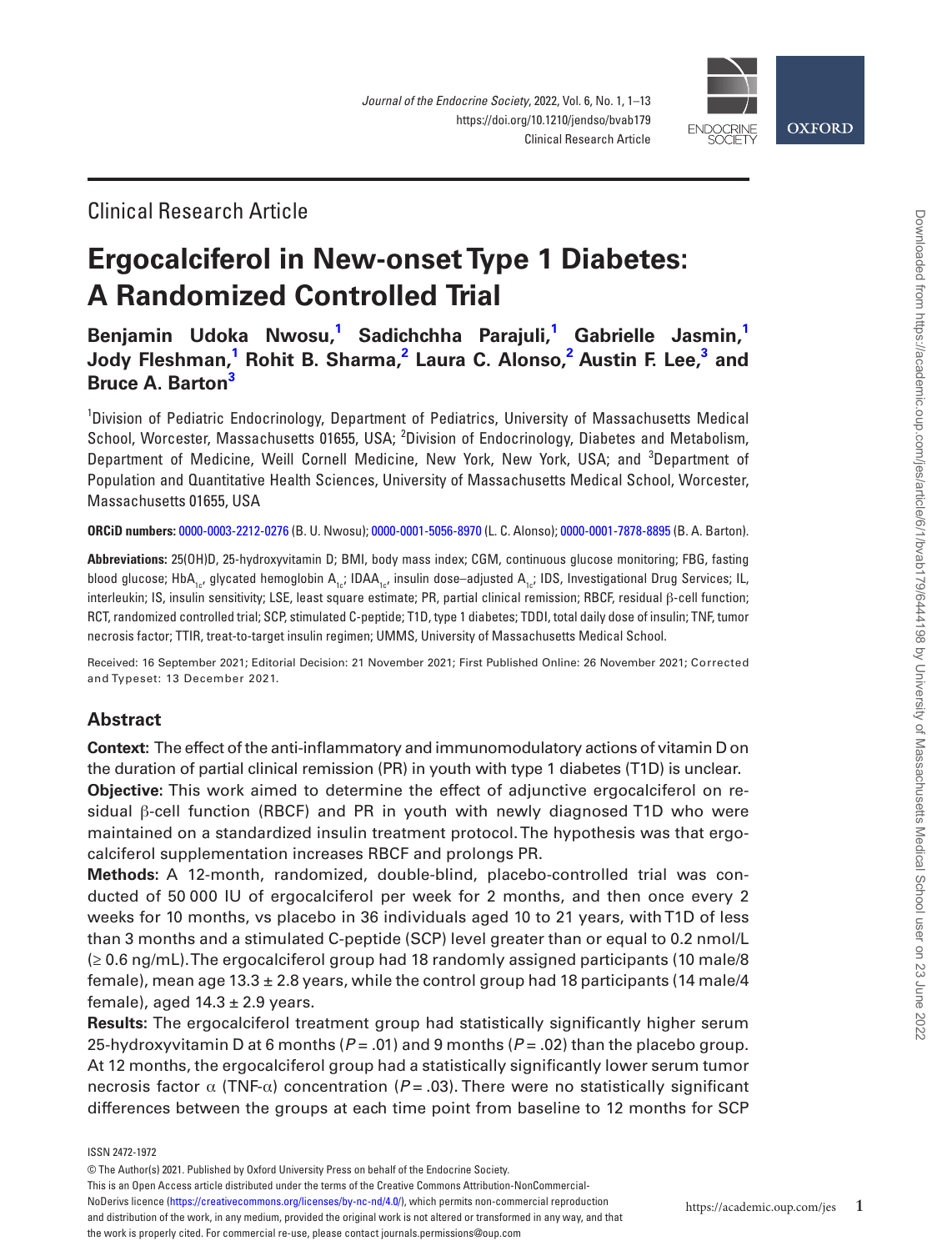Clinical Research Article

# Ergocalciferol in New-onset Type 1 Diabetes: A Randomized Controlled Trial

**Benjamin Udoka Nwosu,[1] Sadichchha Parajuli,[1] Gabrielle Jasmin,[1] Jody Fleshman,[1] Rohit B. Sharma,[2] Laura C. Alonso,[2] Austin F. Lee,[3] and Bruce A. Barton[3]**

[1]Division of Pediatric Endocrinology, Department of Pediatrics, University of Massachusetts Medical School, Worcester, Massachusetts 01655, USA; [2]Division of Endocrinology, Diabetes and Metabolism, Department of Medicine, Weill Cornell Medicine, New York, New York, USA; and [3]Department of Population and Quantitative Health Sciences, University of Massachusetts Medical School, Worcester, Massachusetts 01655, USA

**ORCiD numbers:** 0000-0003-2212-0276 (B. U. Nwosu); 0000-0001-5056-8970 (L. C. Alonso); 0000-0001-7878-8895 (B. A. Barton).

**Abbreviations:** 25(OH)D, 25-hydroxyvitamin D; BMI, body mass index; CGM, continuous glucose monitoring; FBG, fasting blood glucose; $HbA_{1c}$, glycated hemoglobin $A_{1c}$; $IDAA_{1c}$, insulin dose–adjusted $A_{1c}$; IDS, Investigational Drug Services; IL, interleukin; IS, insulin sensitivity; LSE, least square estimate; PR, partial clinical remission; RBCF, residual β-cell function; RCT, randomized controlled trial; SCP, stimulated C-peptide; T1D, type 1 diabetes; TDDI, total daily dose of insulin; TNF, tumor necrosis factor; TTIR, treat-to-target insulin regimen; UMMS, University of Massachusetts Medical School.

Received: 16 September 2021; Editorial Decision: 21 November 2021; First Published Online: 26 November 2021; Corrected and Typeset: 13 December 2021.

## Abstract

**Context:** The effect of the anti-inflammatory and immunomodulatory actions of vitamin D on the duration of partial clinical remission (PR) in youth with type 1 diabetes (T1D) is unclear.

**Objective:** This work aimed to determine the effect of adjunctive ergocalciferol on residual β-cell function (RBCF) and PR in youth with newly diagnosed T1D who were maintained on a standardized insulin treatment protocol. The hypothesis was that ergocalciferol supplementation increases RBCF and prolongs PR.

**Methods:** A 12-month, randomized, double-blind, placebo-controlled trial was conducted of 50 000 IU of ergocalciferol per week for 2 months, and then once every 2 weeks for 10 months, vs placebo in 36 individuals aged 10 to 21 years, with T1D of less than 3 months and a stimulated C-peptide (SCP) level greater than or equal to 0.2 nmol/L (≥ 0.6 ng/mL). The ergocalciferol group had 18 randomly assigned participants (10 male/8 female), mean age 13.3 ± 2.8 years, while the control group had 18 participants (14 male/4 female), aged 14.3 ± 2.9 years.

**Results:** The ergocalciferol treatment group had statistically significantly higher serum 25-hydroxyvitamin D at 6 months ($P$ = .01) and 9 months ($P$ = .02) than the placebo group. At 12 months, the ergocalciferol group had a statistically significantly lower serum tumor necrosis factor α (TNF-α) concentration ($P$ = .03). There were no statistically significant differences between the groups at each time point from baseline to 12 months for SCP

ISSN 2472-1972

© The Author(s) 2021. Published by Oxford University Press on behalf of the Endocrine Society.
This is an Open Access article distributed under the terms of the Creative Commons Attribution-NonCommercial-NoDerivs licence (https://creativecommons.org/licenses/by-nc-nd/4.0/), which permits non-commercial reproduction and distribution of the work, in any medium, provided the original work is not altered or transformed in any way, and that the work is properly cited. For commercial re-use, please contact journals.permissions@oup.com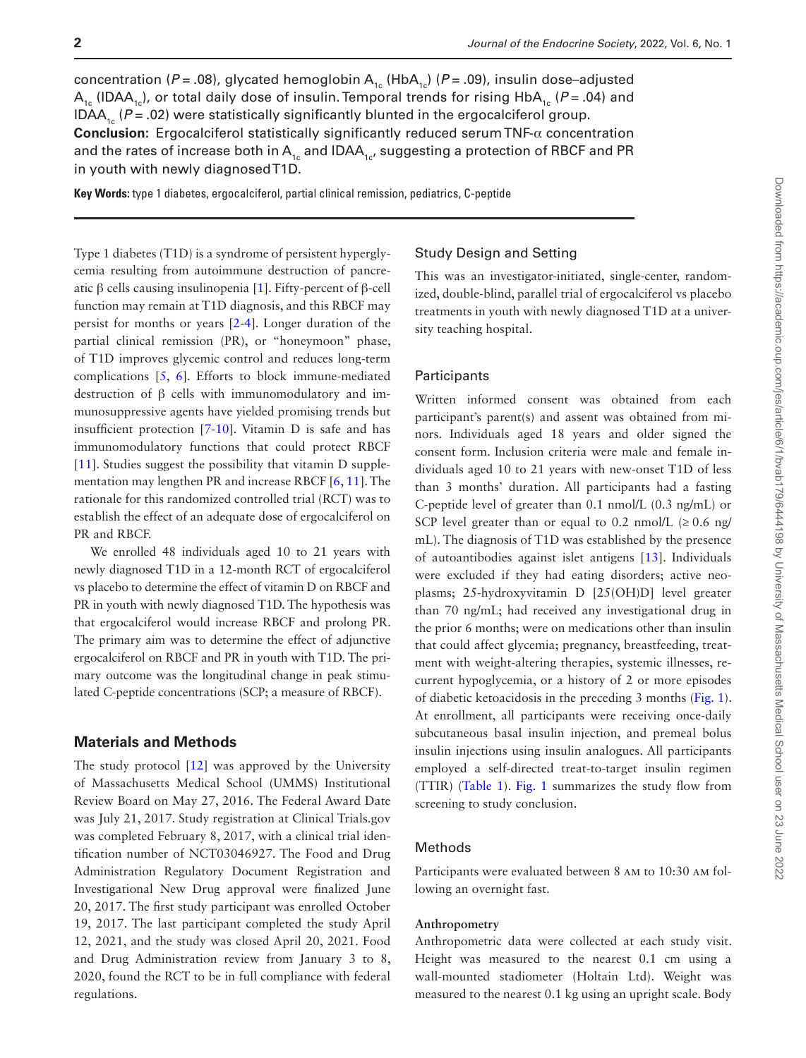concentration ($P = .08$), glycated hemoglobin $A_{1c}$ ($HbA_{1c}$) ($P = .09$), insulin dose–adjusted $A_{1c}$ ($IDAA_{1c}$), or total daily dose of insulin. Temporal trends for rising $HbA_{1c}$ ($P = .04$) and $IDAA_{1c}$ ($P = .02$) were statistically significantly blunted in the ergocalciferol group.

**Conclusion:** Ergocalciferol statistically significantly reduced serum TNF-α concentration and the rates of increase both in $A_{1c}$ and $IDAA_{1c}$, suggesting a protection of RBCF and PR in youth with newly diagnosed T1D.

**Key Words:** type 1 diabetes, ergocalciferol, partial clinical remission, pediatrics, C-peptide

Type 1 diabetes (T1D) is a syndrome of persistent hyperglycemia resulting from autoimmune destruction of pancreatic β cells causing insulinopenia [1]. Fifty-percent of β-cell function may remain at T1D diagnosis, and this RBCF may persist for months or years [2-4]. Longer duration of the partial clinical remission (PR), or "honeymoon" phase, of T1D improves glycemic control and reduces long-term complications [5, 6]. Efforts to block immune-mediated destruction of β cells with immunomodulatory and immunosuppressive agents have yielded promising trends but insufficient protection [7-10]. Vitamin D is safe and has immunomodulatory functions that could protect RBCF [11]. Studies suggest the possibility that vitamin D supplementation may lengthen PR and increase RBCF [6, 11]. The rationale for this randomized controlled trial (RCT) was to establish the effect of an adequate dose of ergocalciferol on PR and RBCF.

We enrolled 48 individuals aged 10 to 21 years with newly diagnosed T1D in a 12-month RCT of ergocalciferol vs placebo to determine the effect of vitamin D on RBCF and PR in youth with newly diagnosed T1D. The hypothesis was that ergocalciferol would increase RBCF and prolong PR. The primary aim was to determine the effect of adjunctive ergocalciferol on RBCF and PR in youth with T1D. The primary outcome was the longitudinal change in peak stimulated C-peptide concentrations (SCP; a measure of RBCF).

## Materials and Methods

The study protocol [12] was approved by the University of Massachusetts Medical School (UMMS) Institutional Review Board on May 27, 2016. The Federal Award Date was July 21, 2017. Study registration at Clinical Trials.gov was completed February 8, 2017, with a clinical trial identification number of NCT03046927. The Food and Drug Administration Regulatory Document Registration and Investigational New Drug approval were finalized June 20, 2017. The first study participant was enrolled October 19, 2017. The last participant completed the study April 12, 2021, and the study was closed April 20, 2021. Food and Drug Administration review from January 3 to 8, 2020, found the RCT to be in full compliance with federal regulations.

### Study Design and Setting

This was an investigator-initiated, single-center, randomized, double-blind, parallel trial of ergocalciferol vs placebo treatments in youth with newly diagnosed T1D at a university teaching hospital.

### Participants

Written informed consent was obtained from each participant's parent(s) and assent was obtained from minors. Individuals aged 18 years and older signed the consent form. Inclusion criteria were male and female individuals aged 10 to 21 years with new-onset T1D of less than 3 months' duration. All participants had a fasting C-peptide level of greater than 0.1 nmol/L (0.3 ng/mL) or SCP level greater than or equal to 0.2 nmol/L (≥ 0.6 ng/mL). The diagnosis of T1D was established by the presence of autoantibodies against islet antigens [13]. Individuals were excluded if they had eating disorders; active neoplasms; 25-hydroxyvitamin D [25(OH)D] level greater than 70 ng/mL; had received any investigational drug in the prior 6 months; were on medications other than insulin that could affect glycemia; pregnancy, breastfeeding, treatment with weight-altering therapies, systemic illnesses, recurrent hypoglycemia, or a history of 2 or more episodes of diabetic ketoacidosis in the preceding 3 months (Fig. 1). At enrollment, all participants were receiving once-daily subcutaneous basal insulin injection, and premeal bolus insulin injections using insulin analogues. All participants employed a self-directed treat-to-target insulin regimen (TTIR) (Table 1). Fig. 1 summarizes the study flow from screening to study conclusion.

### Methods

Participants were evaluated between 8 AM to 10:30 AM following an overnight fast.

#### Anthropometry

Anthropometric data were collected at each study visit. Height was measured to the nearest 0.1 cm using a wall-mounted stadiometer (Holtain Ltd). Weight was measured to the nearest 0.1 kg using an upright scale. Body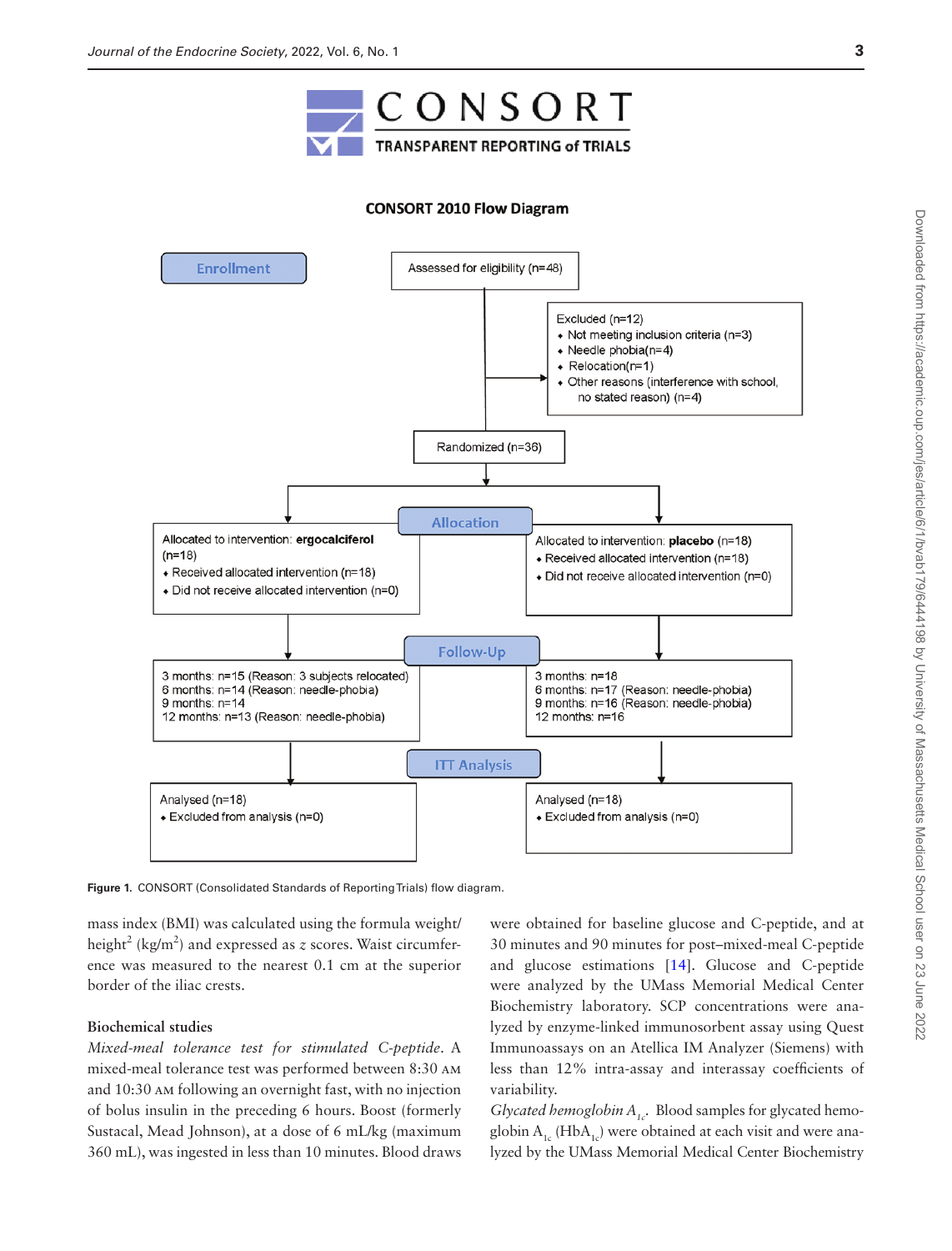CONSORT

TRANSPARENT REPORTING of TRIALS

**CONSORT 2010 Flow Diagram**

**Enrollment**

Assessed for eligibility (n=48)

Excluded (n=12)
- Not meeting inclusion criteria (n=3)
- Needle phobia(n=4)
- Relocation(n=1)
- Other reasons (interference with school, no stated reason) (n=4)

Randomized (n=36)

**Allocation**

Allocated to intervention: **ergocalciferol** (n=18)
- Received allocated intervention (n=18)
- Did not receive allocated intervention (n=0)

Allocated to intervention: **placebo** (n=18)
- Received allocated intervention (n=18)
- Did not receive allocated intervention (n=0)

**Follow-Up**

3 months: n=15 (Reason: 3 subjects relocated)
6 months: n=14 (Reason: needle-phobia)
9 months: n=14
12 months: n=13 (Reason: needle-phobia)

3 months: n=18
6 months: n=17 (Reason: needle-phobia)
9 months: n=16 (Reason: needle-phobia)
12 months: n=16

**ITT Analysis**

Analysed (n=18)
- Excluded from analysis (n=0)

Analysed (n=18)
- Excluded from analysis (n=0)

**Figure 1.** CONSORT (Consolidated Standards of Reporting Trials) flow diagram.

mass index (BMI) was calculated using the formula weight/height$^2$ (kg/m$^2$) and expressed as *z* scores. Waist circumference was measured to the nearest 0.1 cm at the superior border of the iliac crests.

### Biochemical studies

*Mixed-meal tolerance test for stimulated C-peptide.* A mixed-meal tolerance test was performed between 8:30 AM and 10:30 AM following an overnight fast, with no injection of bolus insulin in the preceding 6 hours. Boost (formerly Sustacal, Mead Johnson), at a dose of 6 mL/kg (maximum 360 mL), was ingested in less than 10 minutes. Blood draws were obtained for baseline glucose and C-peptide, and at 30 minutes and 90 minutes for post–mixed-meal C-peptide and glucose estimations [14]. Glucose and C-peptide were analyzed by the UMass Memorial Medical Center Biochemistry laboratory. SCP concentrations were analyzed by enzyme-linked immunosorbent assay using Quest Immunoassays on an Atellica IM Analyzer (Siemens) with less than 12% intra-assay and interassay coefficients of variability.

*Glycated hemoglobin $A_{1c}$.* Blood samples for glycated hemoglobin $A_{1c}$ ($HbA_{1c}$) were obtained at each visit and were analyzed by the UMass Memorial Medical Center Biochemistry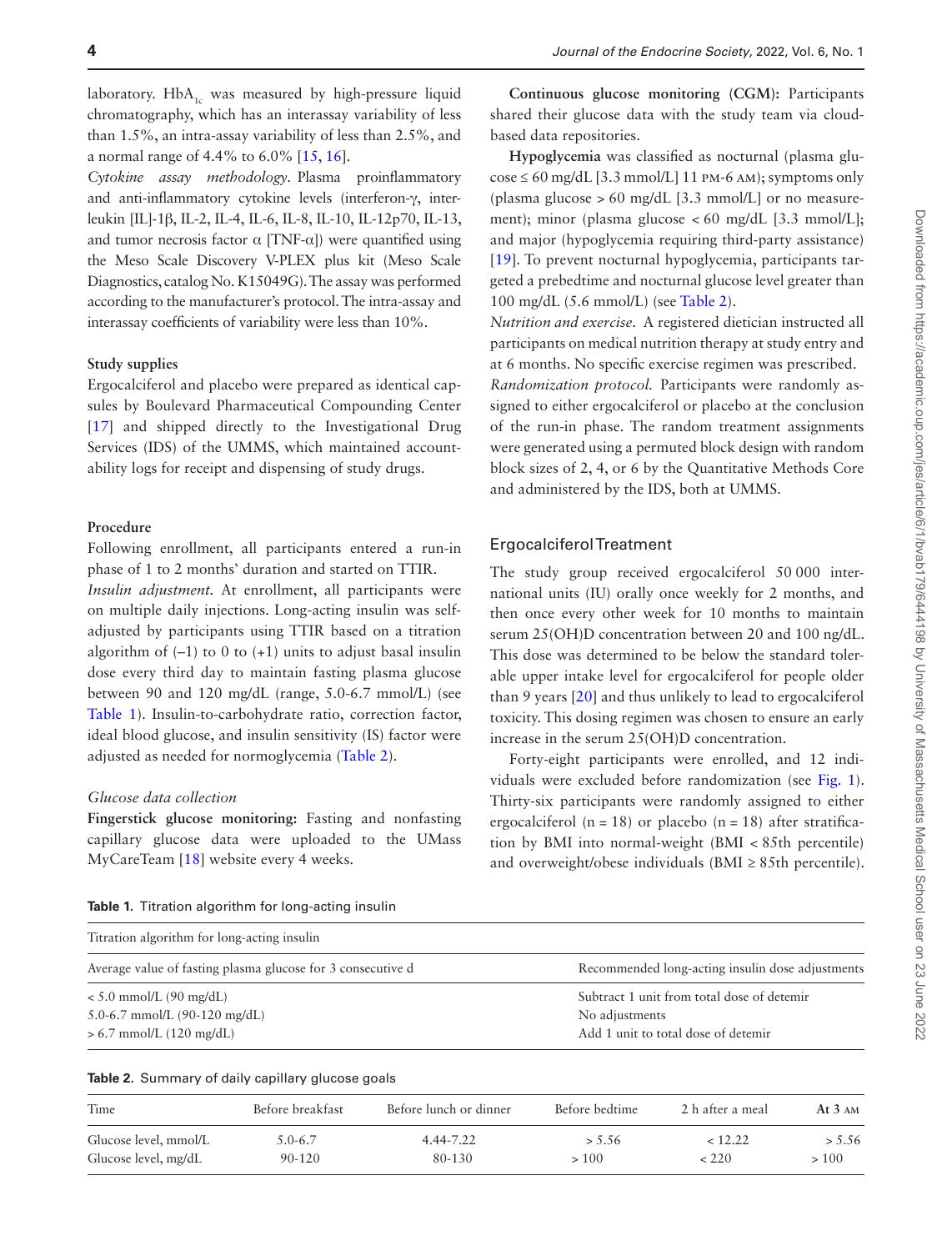laboratory. $HbA_{1c}$ was measured by high-pressure liquid chromatography, which has an interassay variability of less than 1.5%, an intra-assay variability of less than 2.5%, and a normal range of 4.4% to 6.0% [15, 16].

*Cytokine assay methodology.* Plasma proinflammatory and anti-inflammatory cytokine levels (interferon-γ, interleukin [IL]-1β, IL-2, IL-4, IL-6, IL-8, IL-10, IL-12p70, IL-13, and tumor necrosis factor α [TNF-α]) were quantified using the Meso Scale Discovery V-PLEX plus kit (Meso Scale Diagnostics, catalog No. K15049G). The assay was performed according to the manufacturer's protocol. The intra-assay and interassay coefficients of variability were less than 10%.

### Study supplies

Ergocalciferol and placebo were prepared as identical capsules by Boulevard Pharmaceutical Compounding Center [17] and shipped directly to the Investigational Drug Services (IDS) of the UMMS, which maintained accountability logs for receipt and dispensing of study drugs.

### Procedure

Following enrollment, all participants entered a run-in phase of 1 to 2 months' duration and started on TTIR.

*Insulin adjustment.* At enrollment, all participants were on multiple daily injections. Long-acting insulin was self-adjusted by participants using TTIR based on a titration algorithm of (–1) to 0 to (+1) units to adjust basal insulin dose every third day to maintain fasting plasma glucose between 90 and 120 mg/dL (range, 5.0-6.7 mmol/L) (see Table 1). Insulin-to-carbohydrate ratio, correction factor, ideal blood glucose, and insulin sensitivity (IS) factor were adjusted as needed for normoglycemia (Table 2).

#### *Glucose data collection*

**Fingerstick glucose monitoring:** Fasting and nonfasting capillary glucose data were uploaded to the UMass MyCareTeam [18] website every 4 weeks.

**Continuous glucose monitoring (CGM):** Participants shared their glucose data with the study team via cloud-based data repositories.

**Hypoglycemia** was classified as nocturnal (plasma glucose ≤ 60 mg/dL [3.3 mmol/L] 11 PM-6 AM); symptoms only (plasma glucose > 60 mg/dL [3.3 mmol/L] or no measurement); minor (plasma glucose < 60 mg/dL [3.3 mmol/L]; and major (hypoglycemia requiring third-party assistance) [19]. To prevent nocturnal hypoglycemia, participants targeted a prebedtime and nocturnal glucose level greater than 100 mg/dL (5.6 mmol/L) (see Table 2).

*Nutrition and exercise.* A registered dietician instructed all participants on medical nutrition therapy at study entry and at 6 months. No specific exercise regimen was prescribed.

*Randomization protocol.* Participants were randomly assigned to either ergocalciferol or placebo at the conclusion of the run-in phase. The random treatment assignments were generated using a permuted block design with random block sizes of 2, 4, or 6 by the Quantitative Methods Core and administered by the IDS, both at UMMS.

## Ergocalciferol Treatment

The study group received ergocalciferol 50 000 international units (IU) orally once weekly for 2 months, and then once every other week for 10 months to maintain serum 25(OH)D concentration between 20 and 100 ng/dL. This dose was determined to be below the standard tolerable upper intake level for ergocalciferol for people older than 9 years [20] and thus unlikely to lead to ergocalciferol toxicity. This dosing regimen was chosen to ensure an early increase in the serum 25(OH)D concentration.

Forty-eight participants were enrolled, and 12 individuals were excluded before randomization (see Fig. 1). Thirty-six participants were randomly assigned to either ergocalciferol (n = 18) or placebo (n = 18) after stratification by BMI into normal-weight (BMI < 85th percentile) and overweight/obese individuals (BMI ≥ 85th percentile).

**Table 1.** Titration algorithm for long-acting insulin

| Titration algorithm for long-acting insulin | |
|---|---|
| Average value of fasting plasma glucose for 3 consecutive d | Recommended long-acting insulin dose adjustments |
| < 5.0 mmol/L (90 mg/dL) | Subtract 1 unit from total dose of detemir |
| 5.0-6.7 mmol/L (90-120 mg/dL) | No adjustments |
| > 6.7 mmol/L (120 mg/dL) | Add 1 unit to total dose of detemir |

**Table 2.** Summary of daily capillary glucose goals

| Time | Before breakfast | Before lunch or dinner | Before bedtime | 2 h after a meal | At 3 AM |
|---|---|---|---|---|---|
| Glucose level, mmol/L | 5.0-6.7 | 4.44-7.22 | > 5.56 | < 12.22 | > 5.56 |
| Glucose level, mg/dL | 90-120 | 80-130 | > 100 | < 220 | > 100 |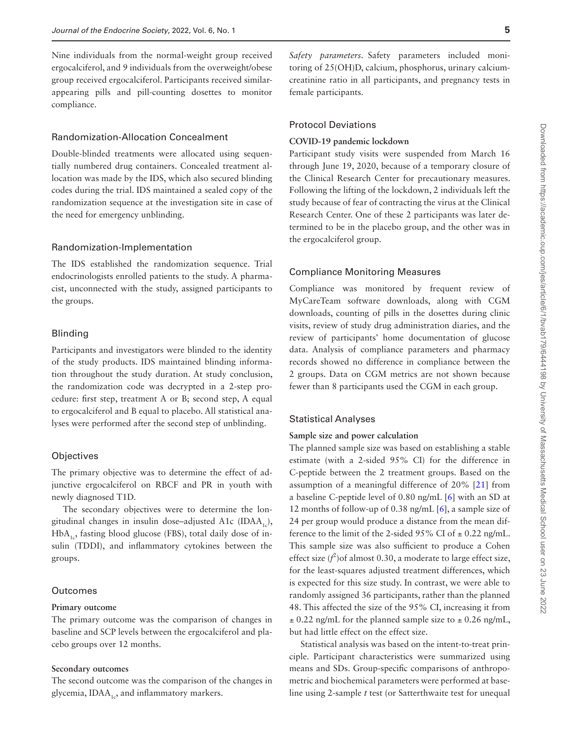Nine individuals from the normal-weight group received ergocalciferol, and 9 individuals from the overweight/obese group received ergocalciferol. Participants received similar-appearing pills and pill-counting dosettes to monitor compliance.

## Randomization-Allocation Concealment

Double-blinded treatments were allocated using sequentially numbered drug containers. Concealed treatment allocation was made by the IDS, which also secured blinding codes during the trial. IDS maintained a sealed copy of the randomization sequence at the investigation site in case of the need for emergency unblinding.

## Randomization-Implementation

The IDS established the randomization sequence. Trial endocrinologists enrolled patients to the study. A pharmacist, unconnected with the study, assigned participants to the groups.

## Blinding

Participants and investigators were blinded to the identity of the study products. IDS maintained blinding information throughout the study duration. At study conclusion, the randomization code was decrypted in a 2-step procedure: first step, treatment A or B; second step, A equal to ergocalciferol and B equal to placebo. All statistical analyses were performed after the second step of unblinding.

## Objectives

The primary objective was to determine the effect of adjunctive ergocalciferol on RBCF and PR in youth with newly diagnosed T1D.

The secondary objectives were to determine the longitudinal changes in insulin dose–adjusted A1c ($IDAA_{1c}$), $HbA_{1c}$, fasting blood glucose (FBS), total daily dose of insulin (TDDI), and inflammatory cytokines between the groups.

## Outcomes

### Primary outcome

The primary outcome was the comparison of changes in baseline and SCP levels between the ergocalciferol and placebo groups over 12 months.

### Secondary outcomes

The second outcome was the comparison of the changes in glycemia, $IDAA_{1c}$, and inflammatory markers.

*Safety parameters*. Safety parameters included monitoring of 25(OH)D, calcium, phosphorus, urinary calcium-creatinine ratio in all participants, and pregnancy tests in female participants.

## Protocol Deviations

### COVID-19 pandemic lockdown

Participant study visits were suspended from March 16 through June 19, 2020, because of a temporary closure of the Clinical Research Center for precautionary measures. Following the lifting of the lockdown, 2 individuals left the study because of fear of contracting the virus at the Clinical Research Center. One of these 2 participants was later determined to be in the placebo group, and the other was in the ergocalciferol group.

## Compliance Monitoring Measures

Compliance was monitored by frequent review of MyCareTeam software downloads, along with CGM downloads, counting of pills in the dosettes during clinic visits, review of study drug administration diaries, and the review of participants' home documentation of glucose data. Analysis of compliance parameters and pharmacy records showed no difference in compliance between the 2 groups. Data on CGM metrics are not shown because fewer than 8 participants used the CGM in each group.

## Statistical Analyses

### Sample size and power calculation

The planned sample size was based on establishing a stable estimate (with a 2-sided 95% CI) for the difference in C-peptide between the 2 treatment groups. Based on the assumption of a meaningful difference of 20% [21] from a baseline C-peptide level of 0.80 ng/mL [6] with an SD at 12 months of follow-up of 0.38 ng/mL [6], a sample size of 24 per group would produce a distance from the mean difference to the limit of the 2-sided 95% CI of ± 0.22 ng/mL. This sample size was also sufficient to produce a Cohen effect size ($f^2$)of almost 0.30, a moderate to large effect size, for the least-squares adjusted treatment differences, which is expected for this size study. In contrast, we were able to randomly assigned 36 participants, rather than the planned 48. This affected the size of the 95% CI, increasing it from ± 0.22 ng/mL for the planned sample size to ± 0.26 ng/mL, but had little effect on the effect size.

Statistical analysis was based on the intent-to-treat principle. Participant characteristics were summarized using means and SDs. Group-specific comparisons of anthropometric and biochemical parameters were performed at baseline using 2-sample *t* test (or Satterthwaite test for unequal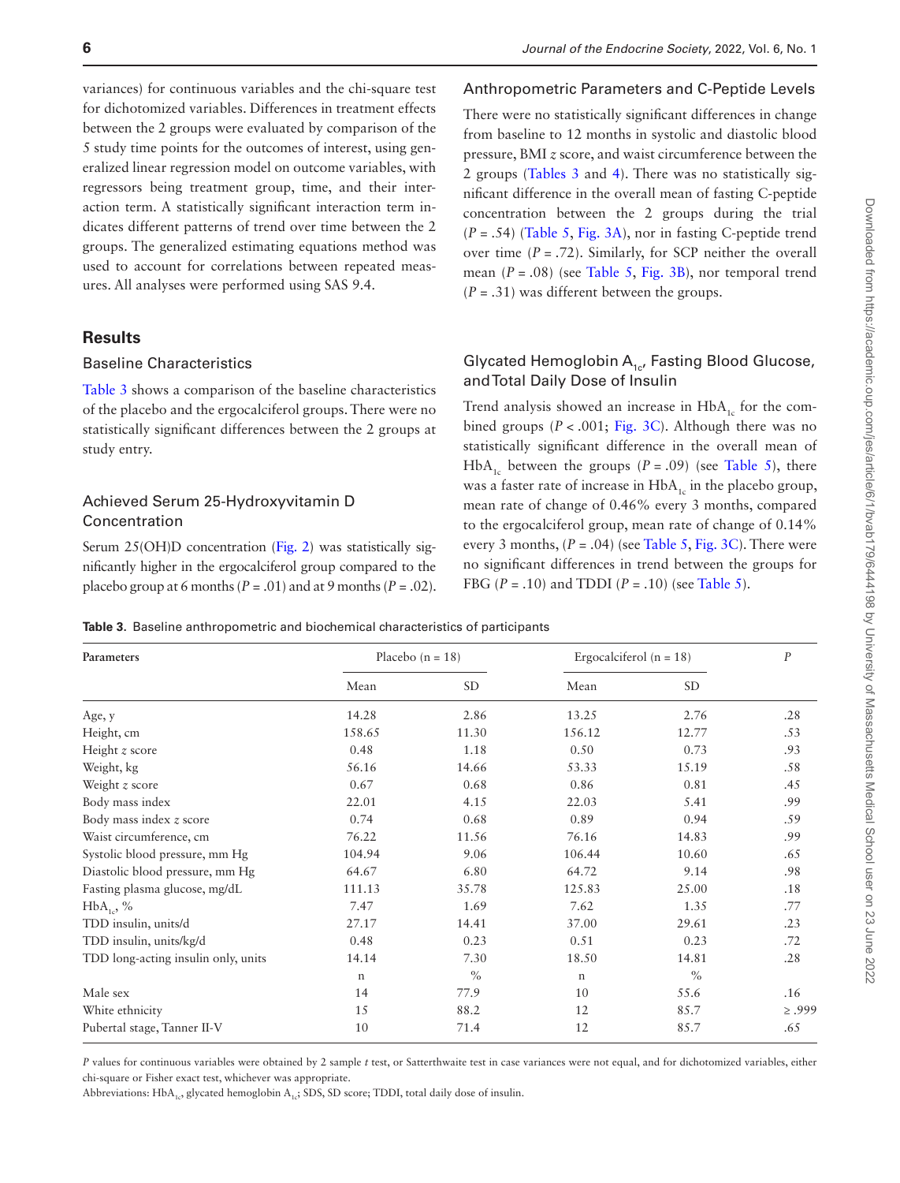variances) for continuous variables and the chi-square test for dichotomized variables. Differences in treatment effects between the 2 groups were evaluated by comparison of the 5 study time points for the outcomes of interest, using generalized linear regression model on outcome variables, with regressors being treatment group, time, and their interaction term. A statistically significant interaction term indicates different patterns of trend over time between the 2 groups. The generalized estimating equations method was used to account for correlations between repeated measures. All analyses were performed using SAS 9.4.

## Results

### Baseline Characteristics

Table 3 shows a comparison of the baseline characteristics of the placebo and the ergocalciferol groups. There were no statistically significant differences between the 2 groups at study entry.

### Achieved Serum 25-Hydroxyvitamin D Concentration

Serum 25(OH)D concentration (Fig. 2) was statistically significantly higher in the ergocalciferol group compared to the placebo group at 6 months ($P = .01$) and at 9 months ($P = .02$).

### Anthropometric Parameters and C-Peptide Levels

There were no statistically significant differences in change from baseline to 12 months in systolic and diastolic blood pressure, BMI *z* score, and waist circumference between the 2 groups (Tables 3 and 4). There was no statistically significant difference in the overall mean of fasting C-peptide concentration between the 2 groups during the trial ($P = .54$) (Table 5, Fig. 3A), nor in fasting C-peptide trend over time ($P = .72$). Similarly, for SCP neither the overall mean ($P = .08$) (see Table 5, Fig. 3B), nor temporal trend ($P = .31$) was different between the groups.

### Glycated Hemoglobin $A_{1c}$, Fasting Blood Glucose, and Total Daily Dose of Insulin

Trend analysis showed an increase in $HbA_{1c}$ for the combined groups ($P < .001$; Fig. 3C). Although there was no statistically significant difference in the overall mean of $HbA_{1c}$ between the groups ($P = .09$) (see Table 5), there was a faster rate of increase in $HbA_{1c}$ in the placebo group, mean rate of change of 0.46% every 3 months, compared to the ergocalciferol group, mean rate of change of 0.14% every 3 months, ($P = .04$) (see Table 5, Fig. 3C). There were no significant differences in trend between the groups for FBG ($P = .10$) and TDDI ($P = .10$) (see Table 5).

**Table 3.** Baseline anthropometric and biochemical characteristics of participants

| Parameters | Placebo (n = 18) | | Ergocalciferol (n = 18) | | *P* |
|---|---|---|---|---|---|
| | Mean | SD | Mean | SD | |
| Age, y | 14.28 | 2.86 | 13.25 | 2.76 | .28 |
| Height, cm | 158.65 | 11.30 | 156.12 | 12.77 | .53 |
| Height *z* score | 0.48 | 1.18 | 0.50 | 0.73 | .93 |
| Weight, kg | 56.16 | 14.66 | 53.33 | 15.19 | .58 |
| Weight *z* score | 0.67 | 0.68 | 0.86 | 0.81 | .45 |
| Body mass index | 22.01 | 4.15 | 22.03 | 5.41 | .99 |
| Body mass index *z* score | 0.74 | 0.68 | 0.89 | 0.94 | .59 |
| Waist circumference, cm | 76.22 | 11.56 | 76.16 | 14.83 | .99 |
| Systolic blood pressure, mm Hg | 104.94 | 9.06 | 106.44 | 10.60 | .65 |
| Diastolic blood pressure, mm Hg | 64.67 | 6.80 | 64.72 | 9.14 | .98 |
| Fasting plasma glucose, mg/dL | 111.13 | 35.78 | 125.83 | 25.00 | .18 |
| $HbA_{1c}$, % | 7.47 | 1.69 | 7.62 | 1.35 | .77 |
| TDD insulin, units/d | 27.17 | 14.41 | 37.00 | 29.61 | .23 |
| TDD insulin, units/kg/d | 0.48 | 0.23 | 0.51 | 0.23 | .72 |
| TDD long-acting insulin only, units | 14.14 | 7.30 | 18.50 | 14.81 | .28 |
| | n | % | n | % | |
| Male sex | 14 | 77.9 | 10 | 55.6 | .16 |
| White ethnicity | 15 | 88.2 | 12 | 85.7 | ≥ .999 |
| Pubertal stage, Tanner II-V | 10 | 71.4 | 12 | 85.7 | .65 |

*P* values for continuous variables were obtained by 2 sample *t* test, or Satterthwaite test in case variances were not equal, and for dichotomized variables, either chi-square or Fisher exact test, whichever was appropriate.

Abbreviations: $HbA_{1c}$, glycated hemoglobin $A_{1c}$; SDS, SD score; TDDI, total daily dose of insulin.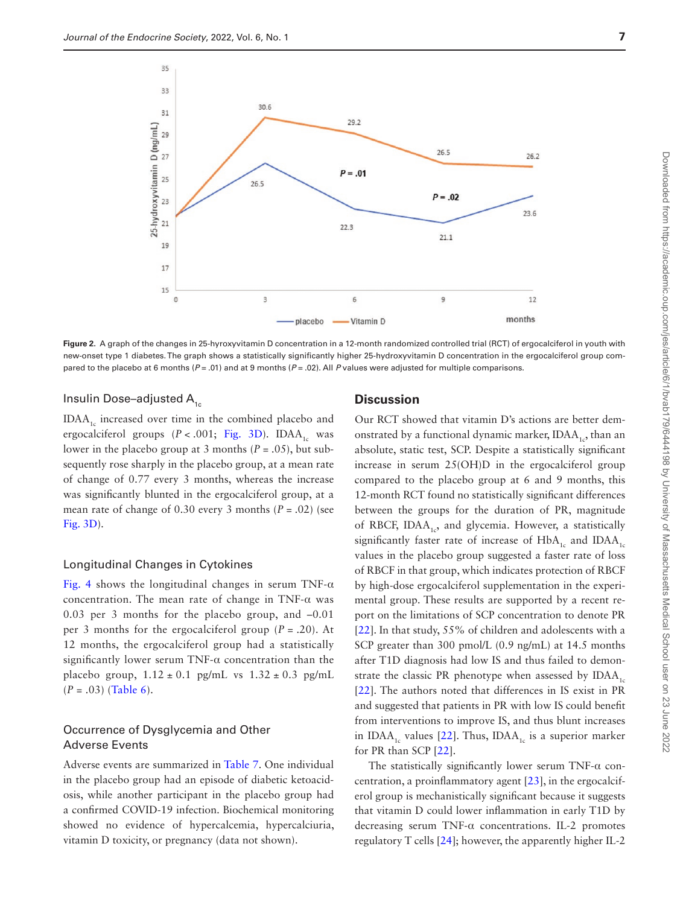Figure 2. A graph of the changes in 25-hyroxyvitamin D concentration in a 12-month randomized controlled trial (RCT) of ergocalciferol in youth with new-onset type 1 diabetes. The graph shows a statistically significantly higher 25-hydroxyvitamin D concentration in the ergocalciferol group compared to the placebo at 6 months ($P = .01$) and at 9 months ($P = .02$). All $P$ values were adjusted for multiple comparisons.

### Insulin Dose–adjusted $A_{1c}$

$IDAA_{1c}$ increased over time in the combined placebo and ergocalciferol groups ($P < .001$; Fig. 3D). $IDAA_{1c}$ was lower in the placebo group at 3 months ($P = .05$), but subsequently rose sharply in the placebo group, at a mean rate of change of 0.77 every 3 months, whereas the increase was significantly blunted in the ergocalciferol group, at a mean rate of change of 0.30 every 3 months ($P = .02$) (see Fig. 3D).

### Longitudinal Changes in Cytokines

Fig. 4 shows the longitudinal changes in serum TNF-α concentration. The mean rate of change in TNF-α was 0.03 per 3 months for the placebo group, and −0.01 per 3 months for the ergocalciferol group ($P = .20$). At 12 months, the ergocalciferol group had a statistically significantly lower serum TNF-α concentration than the placebo group, 1.12 ± 0.1 pg/mL vs 1.32 ± 0.3 pg/mL ($P = .03$) (Table 6).

### Occurrence of Dysglycemia and Other Adverse Events

Adverse events are summarized in Table 7. One individual in the placebo group had an episode of diabetic ketoacidosis, while another participant in the placebo group had a confirmed COVID-19 infection. Biochemical monitoring showed no evidence of hypercalcemia, hypercalciuria, vitamin D toxicity, or pregnancy (data not shown).

## Discussion

Our RCT showed that vitamin D's actions are better demonstrated by a functional dynamic marker, $IDAA_{1c}$, than an absolute, static test, SCP. Despite a statistically significant increase in serum 25(OH)D in the ergocalciferol group compared to the placebo group at 6 and 9 months, this 12-month RCT found no statistically significant differences between the groups for the duration of PR, magnitude of RBCF, $IDAA_{1c}$, and glycemia. However, a statistically significantly faster rate of increase of $HbA_{1c}$ and $IDAA_{1c}$ values in the placebo group suggested a faster rate of loss of RBCF in that group, which indicates protection of RBCF by high-dose ergocalciferol supplementation in the experimental group. These results are supported by a recent report on the limitations of SCP concentration to denote PR [22]. In that study, 55% of children and adolescents with a SCP greater than 300 pmol/L (0.9 ng/mL) at 14.5 months after T1D diagnosis had low IS and thus failed to demonstrate the classic PR phenotype when assessed by $IDAA_{1c}$ [22]. The authors noted that differences in IS exist in PR and suggested that patients in PR with low IS could benefit from interventions to improve IS, and thus blunt increases in $IDAA_{1c}$ values [22]. Thus, $IDAA_{1c}$ is a superior marker for PR than SCP [22].

The statistically significantly lower serum TNF-α concentration, a proinflammatory agent [23], in the ergocalciferol group is mechanistically significant because it suggests that vitamin D could lower inflammation in early T1D by decreasing serum TNF-α concentrations. IL-2 promotes regulatory T cells [24]; however, the apparently higher IL-2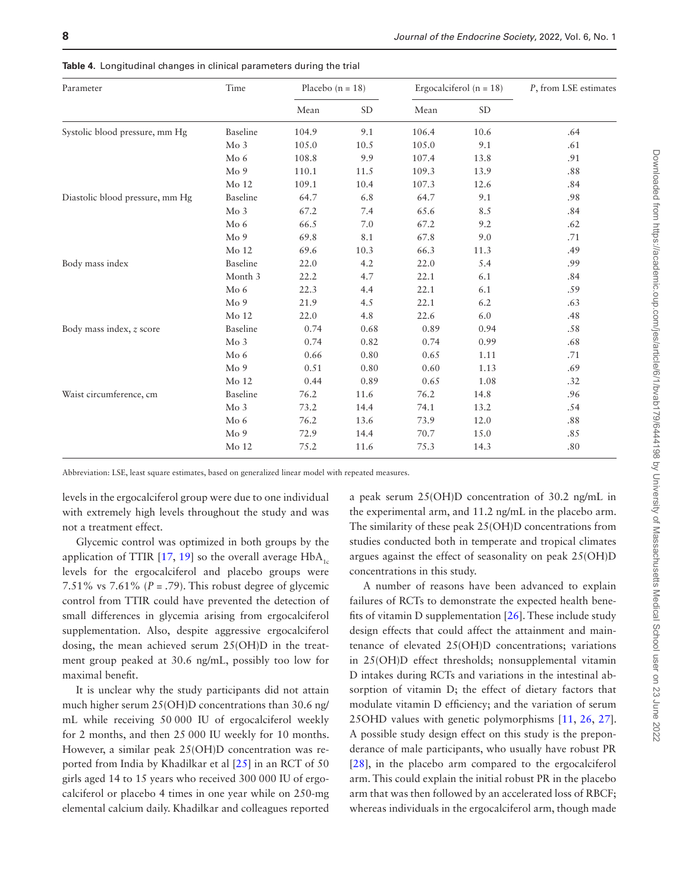**Table 4.** Longitudinal changes in clinical parameters during the trial

| Parameter | Time | Placebo (n = 18) | | Ergocalciferol (n = 18) | | *P*, from LSE estimates |
|---|---|---|---|---|---|---|
| | | Mean | SD | Mean | SD | |
| Systolic blood pressure, mm Hg | Baseline | 104.9 | 9.1 | 106.4 | 10.6 | .64 |
| | Mo 3 | 105.0 | 10.5 | 105.0 | 9.1 | .61 |
| | Mo 6 | 108.8 | 9.9 | 107.4 | 13.8 | .91 |
| | Mo 9 | 110.1 | 11.5 | 109.3 | 13.9 | .88 |
| | Mo 12 | 109.1 | 10.4 | 107.3 | 12.6 | .84 |
| Diastolic blood pressure, mm Hg | Baseline | 64.7 | 6.8 | 64.7 | 9.1 | .98 |
| | Mo 3 | 67.2 | 7.4 | 65.6 | 8.5 | .84 |
| | Mo 6 | 66.5 | 7.0 | 67.2 | 9.2 | .62 |
| | Mo 9 | 69.8 | 8.1 | 67.8 | 9.0 | .71 |
| | Mo 12 | 69.6 | 10.3 | 66.3 | 11.3 | .49 |
| Body mass index | Baseline | 22.0 | 4.2 | 22.0 | 5.4 | .99 |
| | Month 3 | 22.2 | 4.7 | 22.1 | 6.1 | .84 |
| | Mo 6 | 22.3 | 4.4 | 22.1 | 6.1 | .59 |
| | Mo 9 | 21.9 | 4.5 | 22.1 | 6.2 | .63 |
| | Mo 12 | 22.0 | 4.8 | 22.6 | 6.0 | .48 |
| Body mass index, *z* score | Baseline | 0.74 | 0.68 | 0.89 | 0.94 | .58 |
| | Mo 3 | 0.74 | 0.82 | 0.74 | 0.99 | .68 |
| | Mo 6 | 0.66 | 0.80 | 0.65 | 1.11 | .71 |
| | Mo 9 | 0.51 | 0.80 | 0.60 | 1.13 | .69 |
| | Mo 12 | 0.44 | 0.89 | 0.65 | 1.08 | .32 |
| Waist circumference, cm | Baseline | 76.2 | 11.6 | 76.2 | 14.8 | .96 |
| | Mo 3 | 73.2 | 14.4 | 74.1 | 13.2 | .54 |
| | Mo 6 | 76.2 | 13.6 | 73.9 | 12.0 | .88 |
| | Mo 9 | 72.9 | 14.4 | 70.7 | 15.0 | .85 |
| | Mo 12 | 75.2 | 11.6 | 75.3 | 14.3 | .80 |

Abbreviation: LSE, least square estimates, based on generalized linear model with repeated measures.

levels in the ergocalciferol group were due to one individual with extremely high levels throughout the study and was not a treatment effect.

Glycemic control was optimized in both groups by the application of TTIR [17, 19] so the overall average $HbA_{1c}$ levels for the ergocalciferol and placebo groups were 7.51% vs 7.61% ($P$ = .79). This robust degree of glycemic control from TTIR could have prevented the detection of small differences in glycemia arising from ergocalciferol supplementation. Also, despite aggressive ergocalciferol dosing, the mean achieved serum 25(OH)D in the treatment group peaked at 30.6 ng/mL, possibly too low for maximal benefit.

It is unclear why the study participants did not attain much higher serum 25(OH)D concentrations than 30.6 ng/mL while receiving 50 000 IU of ergocalciferol weekly for 2 months, and then 25 000 IU weekly for 10 months. However, a similar peak 25(OH)D concentration was reported from India by Khadilkar et al [25] in an RCT of 50 girls aged 14 to 15 years who received 300 000 IU of ergocalciferol or placebo 4 times in one year while on 250-mg elemental calcium daily. Khadilkar and colleagues reported a peak serum 25(OH)D concentration of 30.2 ng/mL in the experimental arm, and 11.2 ng/mL in the placebo arm. The similarity of these peak 25(OH)D concentrations from studies conducted both in temperate and tropical climates argues against the effect of seasonality on peak 25(OH)D concentrations in this study.

A number of reasons have been advanced to explain failures of RCTs to demonstrate the expected health benefits of vitamin D supplementation [26]. These include study design effects that could affect the attainment and maintenance of elevated 25(OH)D concentrations; variations in 25(OH)D effect thresholds; nonsupplemental vitamin D intakes during RCTs and variations in the intestinal absorption of vitamin D; the effect of dietary factors that modulate vitamin D efficiency; and the variation of serum 25OHD values with genetic polymorphisms [11, 26, 27]. A possible study design effect on this study is the preponderance of male participants, who usually have robust PR [28], in the placebo arm compared to the ergocalciferol arm. This could explain the initial robust PR in the placebo arm that was then followed by an accelerated loss of RBCF; whereas individuals in the ergocalciferol arm, though made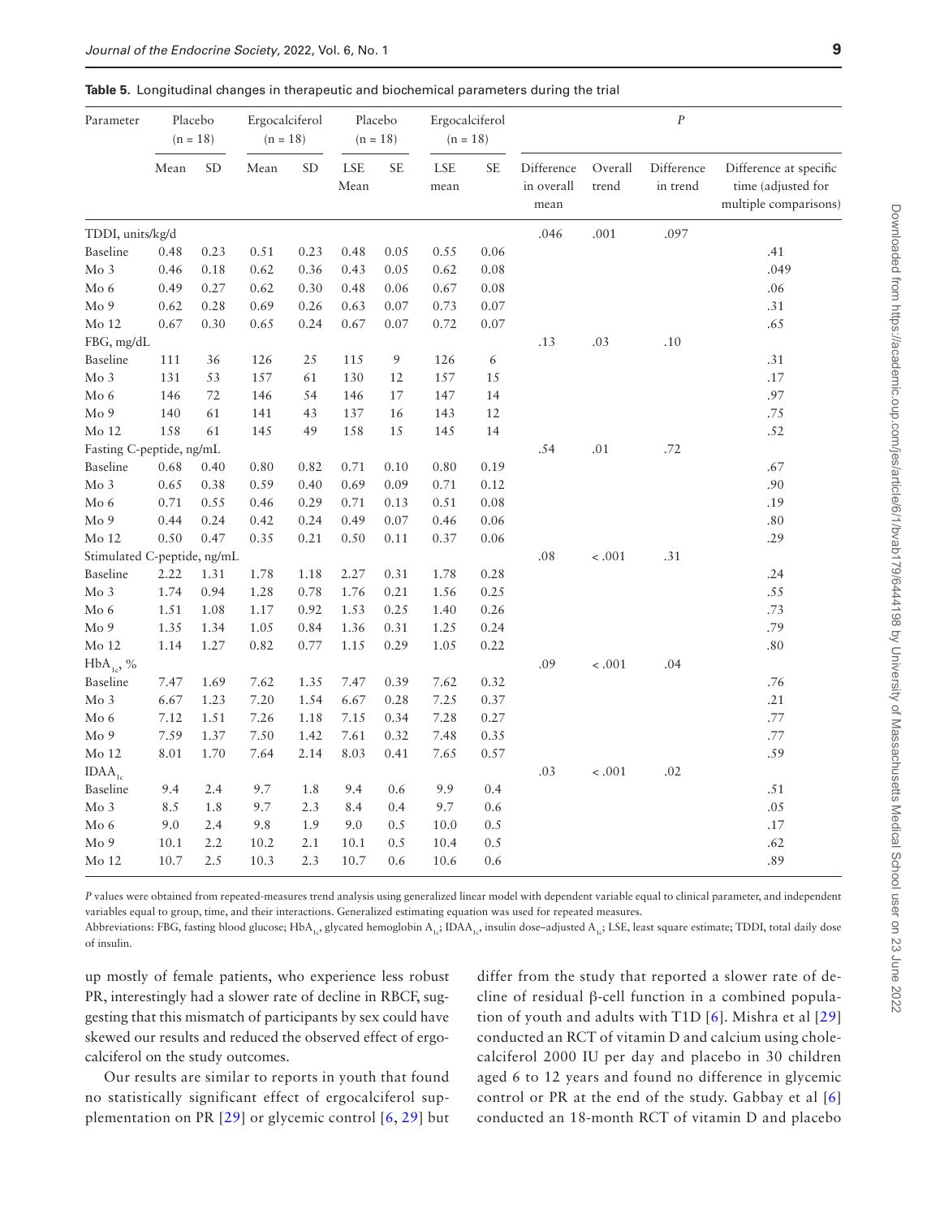**Table 5.** Longitudinal changes in therapeutic and biochemical parameters during the trial

| Parameter | Placebo (n = 18) | | Ergocalciferol (n = 18) | | Placebo (n = 18) | | Ergocalciferol (n = 18) | | *P* | | | |
|---|---|---|---|---|---|---|---|---|---|---|---|---|
| | Mean | SD | Mean | SD | LSE Mean | SE | LSE mean | SE | Difference in overall mean | Overall trend | Difference in trend | Difference at specific time (adjusted for multiple comparisons) |
| TDDI, units/kg/d | | | | | | | | | .046 | .001 | .097 | |
| Baseline | 0.48 | 0.23 | 0.51 | 0.23 | 0.48 | 0.05 | 0.55 | 0.06 | | | | .41 |
| Mo 3 | 0.46 | 0.18 | 0.62 | 0.36 | 0.43 | 0.05 | 0.62 | 0.08 | | | | .049 |
| Mo 6 | 0.49 | 0.27 | 0.62 | 0.30 | 0.48 | 0.06 | 0.67 | 0.08 | | | | .06 |
| Mo 9 | 0.62 | 0.28 | 0.69 | 0.26 | 0.63 | 0.07 | 0.73 | 0.07 | | | | .31 |
| Mo 12 | 0.67 | 0.30 | 0.65 | 0.24 | 0.67 | 0.07 | 0.72 | 0.07 | | | | .65 |
| FBG, mg/dL | | | | | | | | | .13 | .03 | .10 | |
| Baseline | 111 | 36 | 126 | 25 | 115 | 9 | 126 | 6 | | | | .31 |
| Mo 3 | 131 | 53 | 157 | 61 | 130 | 12 | 157 | 15 | | | | .17 |
| Mo 6 | 146 | 72 | 146 | 54 | 146 | 17 | 147 | 14 | | | | .97 |
| Mo 9 | 140 | 61 | 141 | 43 | 137 | 16 | 143 | 12 | | | | .75 |
| Mo 12 | 158 | 61 | 145 | 49 | 158 | 15 | 145 | 14 | | | | .52 |
| Fasting C-peptide, ng/mL | | | | | | | | | .54 | .01 | .72 | |
| Baseline | 0.68 | 0.40 | 0.80 | 0.82 | 0.71 | 0.10 | 0.80 | 0.19 | | | | .67 |
| Mo 3 | 0.65 | 0.38 | 0.59 | 0.40 | 0.69 | 0.09 | 0.71 | 0.12 | | | | .90 |
| Mo 6 | 0.71 | 0.55 | 0.46 | 0.29 | 0.71 | 0.13 | 0.51 | 0.08 | | | | .19 |
| Mo 9 | 0.44 | 0.24 | 0.42 | 0.24 | 0.49 | 0.07 | 0.46 | 0.06 | | | | .80 |
| Mo 12 | 0.50 | 0.47 | 0.35 | 0.21 | 0.50 | 0.11 | 0.37 | 0.06 | | | | .29 |
| Stimulated C-peptide, ng/mL | | | | | | | | | .08 | < .001 | .31 | |
| Baseline | 2.22 | 1.31 | 1.78 | 1.18 | 2.27 | 0.31 | 1.78 | 0.28 | | | | .24 |
| Mo 3 | 1.74 | 0.94 | 1.28 | 0.78 | 1.76 | 0.21 | 1.56 | 0.25 | | | | .55 |
| Mo 6 | 1.51 | 1.08 | 1.17 | 0.92 | 1.53 | 0.25 | 1.40 | 0.26 | | | | .73 |
| Mo 9 | 1.35 | 1.34 | 1.05 | 0.84 | 1.36 | 0.31 | 1.25 | 0.24 | | | | .79 |
| Mo 12 | 1.14 | 1.27 | 0.82 | 0.77 | 1.15 | 0.29 | 1.05 | 0.22 | | | | .80 |
| $HbA_{1c}$, % | | | | | | | | | .09 | < .001 | .04 | |
| Baseline | 7.47 | 1.69 | 7.62 | 1.35 | 7.47 | 0.39 | 7.62 | 0.32 | | | | .76 |
| Mo 3 | 6.67 | 1.23 | 7.20 | 1.54 | 6.67 | 0.28 | 7.25 | 0.37 | | | | .21 |
| Mo 6 | 7.12 | 1.51 | 7.26 | 1.18 | 7.15 | 0.34 | 7.28 | 0.27 | | | | .77 |
| Mo 9 | 7.59 | 1.37 | 7.50 | 1.42 | 7.61 | 0.32 | 7.48 | 0.35 | | | | .77 |
| Mo 12 | 8.01 | 1.70 | 7.64 | 2.14 | 8.03 | 0.41 | 7.65 | 0.57 | | | | .59 |
| $IDAA_{1c}$ | | | | | | | | | .03 | < .001 | .02 | |
| Baseline | 9.4 | 2.4 | 9.7 | 1.8 | 9.4 | 0.6 | 9.9 | 0.4 | | | | .51 |
| Mo 3 | 8.5 | 1.8 | 9.7 | 2.3 | 8.4 | 0.4 | 9.7 | 0.6 | | | | .05 |
| Mo 6 | 9.0 | 2.4 | 9.8 | 1.9 | 9.0 | 0.5 | 10.0 | 0.5 | | | | .17 |
| Mo 9 | 10.1 | 2.2 | 10.2 | 2.1 | 10.1 | 0.5 | 10.4 | 0.5 | | | | .62 |
| Mo 12 | 10.7 | 2.5 | 10.3 | 2.3 | 10.7 | 0.6 | 10.6 | 0.6 | | | | .89 |

*P* values were obtained from repeated-measures trend analysis using generalized linear model with dependent variable equal to clinical parameter, and independent variables equal to group, time, and their interactions. Generalized estimating equation was used for repeated measures.

Abbreviations: FBG, fasting blood glucose; $HbA_{1c}$, glycated hemoglobin $A_{1c}$; $IDAA_{1c}$, insulin dose–adjusted $A_{1c}$; LSE, least square estimate; TDDI, total daily dose of insulin.

up mostly of female patients, who experience less robust PR, interestingly had a slower rate of decline in RBCF, suggesting that this mismatch of participants by sex could have skewed our results and reduced the observed effect of ergocalciferol on the study outcomes.

Our results are similar to reports in youth that found no statistically significant effect of ergocalciferol supplementation on PR [29] or glycemic control [6, 29] but differ from the study that reported a slower rate of decline of residual β-cell function in a combined population of youth and adults with T1D [6]. Mishra et al [29] conducted an RCT of vitamin D and calcium using cholecalciferol 2000 IU per day and placebo in 30 children aged 6 to 12 years and found no difference in glycemic control or PR at the end of the study. Gabbay et al [6] conducted an 18-month RCT of vitamin D and placebo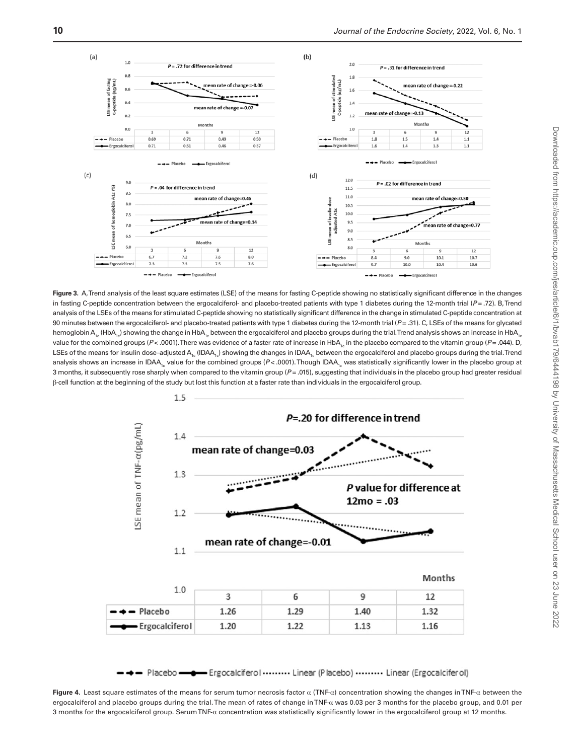**Figure 3.** A, Trend analysis of the least square estimates (LSE) of the means for fasting C-peptide showing no statistically significant difference in the changes in fasting C-peptide concentration between the ergocalciferol- and placebo-treated patients with type 1 diabetes during the 12-month trial ($P = .72$). B, Trend analysis of the LSEs of the means for stimulated C-peptide showing no statistically significant difference in the change in stimulated C-peptide concentration at 90 minutes between the ergocalciferol- and placebo-treated patients with type 1 diabetes during the 12-month trial ($P = .31$). C, LSEs of the means for glycated hemoglobin $A_{1c}$ ($HbA_{1c}$) showing the change in $HbA_{1c}$ between the ergocalciferol and placebo groups during the trial. Trend analysis shows an increase in $HbA_{1c}$ value for the combined groups ($P < .0001$). There was evidence of a faster rate of increase in $HbA_{1c}$ in the placebo compared to the vitamin group ($P = .044$). D, LSEs of the means for insulin dose–adjusted $A_{1c}$ ($IDAA_{1c}$) showing the changes in $IDAA_{1c}$ between the ergocalciferol and placebo groups during the trial. Trend analysis shows an increase in $IDAA_{1c}$ value for the combined groups ($P < .0001$). Though $IDAA_{1c}$ was statistically significantly lower in the placebo group at 3 months, it subsequently rose sharply when compared to the vitamin group ($P = .015$), suggesting that individuals in the placebo group had greater residual β-cell function at the beginning of the study but lost this function at a faster rate than individuals in the ergocalciferol group.

**Figure 4.** Least square estimates of the means for serum tumor necrosis factor α (TNF-α) concentration showing the changes in TNF-α between the ergocalciferol and placebo groups during the trial. The mean of rates of change in TNF-α was 0.03 per 3 months for the placebo group, and 0.01 per 3 months for the ergocalciferol group. Serum TNF-α concentration was statistically significantly lower in the ergocalciferol group at 12 months.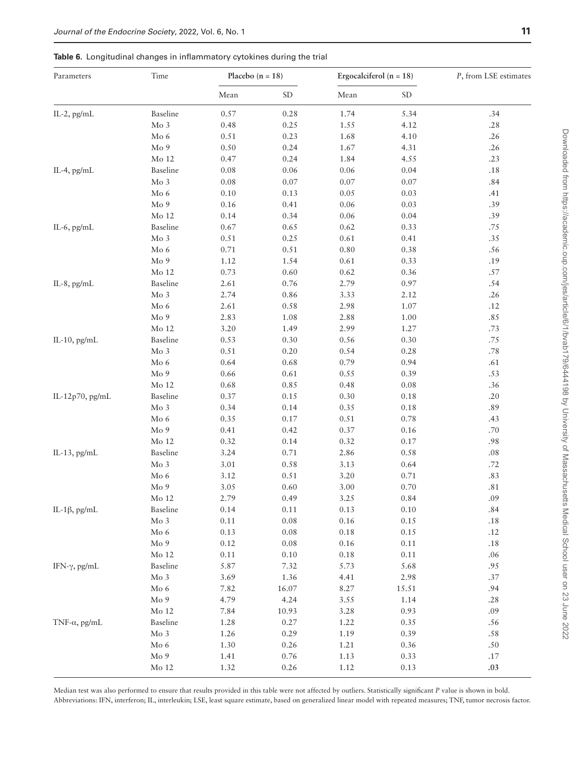**Table 6.** Longitudinal changes in inflammatory cytokines during the trial

| Parameters | Time | Placebo (n = 18) | | Ergocalciferol (n = 18) | | *P*, from LSE estimates |
|---|---|---|---|---|---|---|
| | | Mean | SD | Mean | SD | |
| IL-2, pg/mL | Baseline | 0.57 | 0.28 | 1.74 | 5.34 | .34 |
| | Mo 3 | 0.48 | 0.25 | 1.55 | 4.12 | .28 |
| | Mo 6 | 0.51 | 0.23 | 1.68 | 4.10 | .26 |
| | Mo 9 | 0.50 | 0.24 | 1.67 | 4.31 | .26 |
| | Mo 12 | 0.47 | 0.24 | 1.84 | 4.55 | .23 |
| IL-4, pg/mL | Baseline | 0.08 | 0.06 | 0.06 | 0.04 | .18 |
| | Mo 3 | 0.08 | 0.07 | 0.07 | 0.07 | .84 |
| | Mo 6 | 0.10 | 0.13 | 0.05 | 0.03 | .41 |
| | Mo 9 | 0.16 | 0.41 | 0.06 | 0.03 | .39 |
| | Mo 12 | 0.14 | 0.34 | 0.06 | 0.04 | .39 |
| IL-6, pg/mL | Baseline | 0.67 | 0.65 | 0.62 | 0.33 | .75 |
| | Mo 3 | 0.51 | 0.25 | 0.61 | 0.41 | .35 |
| | Mo 6 | 0.71 | 0.51 | 0.80 | 0.38 | .56 |
| | Mo 9 | 1.12 | 1.54 | 0.61 | 0.33 | .19 |
| | Mo 12 | 0.73 | 0.60 | 0.62 | 0.36 | .57 |
| IL-8, pg/mL | Baseline | 2.61 | 0.76 | 2.79 | 0.97 | .54 |
| | Mo 3 | 2.74 | 0.86 | 3.33 | 2.12 | .26 |
| | Mo 6 | 2.61 | 0.58 | 2.98 | 1.07 | .12 |
| | Mo 9 | 2.83 | 1.08 | 2.88 | 1.00 | .85 |
| | Mo 12 | 3.20 | 1.49 | 2.99 | 1.27 | .73 |
| IL-10, pg/mL | Baseline | 0.53 | 0.30 | 0.56 | 0.30 | .75 |
| | Mo 3 | 0.51 | 0.20 | 0.54 | 0.28 | .78 |
| | Mo 6 | 0.64 | 0.68 | 0.79 | 0.94 | .61 |
| | Mo 9 | 0.66 | 0.61 | 0.55 | 0.39 | .53 |
| | Mo 12 | 0.68 | 0.85 | 0.48 | 0.08 | .36 |
| IL-12p70, pg/mL | Baseline | 0.37 | 0.15 | 0.30 | 0.18 | .20 |
| | Mo 3 | 0.34 | 0.14 | 0.35 | 0.18 | .89 |
| | Mo 6 | 0.35 | 0.17 | 0.51 | 0.78 | .43 |
| | Mo 9 | 0.41 | 0.42 | 0.37 | 0.16 | .70 |
| | Mo 12 | 0.32 | 0.14 | 0.32 | 0.17 | .98 |
| IL-13, pg/mL | Baseline | 3.24 | 0.71 | 2.86 | 0.58 | .08 |
| | Mo 3 | 3.01 | 0.58 | 3.13 | 0.64 | .72 |
| | Mo 6 | 3.12 | 0.51 | 3.20 | 0.71 | .83 |
| | Mo 9 | 3.05 | 0.60 | 3.00 | 0.70 | .81 |
| | Mo 12 | 2.79 | 0.49 | 3.25 | 0.84 | .09 |
| IL-1β, pg/mL | Baseline | 0.14 | 0.11 | 0.13 | 0.10 | .84 |
| | Mo 3 | 0.11 | 0.08 | 0.16 | 0.15 | .18 |
| | Mo 6 | 0.13 | 0.08 | 0.18 | 0.15 | .12 |
| | Mo 9 | 0.12 | 0.08 | 0.16 | 0.11 | .18 |
| | Mo 12 | 0.11 | 0.10 | 0.18 | 0.11 | .06 |
| IFN-γ, pg/mL | Baseline | 5.87 | 7.32 | 5.73 | 5.68 | .95 |
| | Mo 3 | 3.69 | 1.36 | 4.41 | 2.98 | .37 |
| | Mo 6 | 7.82 | 16.07 | 8.27 | 15.51 | .94 |
| | Mo 9 | 4.79 | 4.24 | 3.55 | 1.14 | .28 |
| | Mo 12 | 7.84 | 10.93 | 3.28 | 0.93 | .09 |
| TNF-α, pg/mL | Baseline | 1.28 | 0.27 | 1.22 | 0.35 | .56 |
| | Mo 3 | 1.26 | 0.29 | 1.19 | 0.39 | .58 |
| | Mo 6 | 1.30 | 0.26 | 1.21 | 0.36 | .50 |
| | Mo 9 | 1.41 | 0.76 | 1.13 | 0.33 | .17 |
| | Mo 12 | 1.32 | 0.26 | 1.12 | 0.13 | **.03** |

Median test was also performed to ensure that results provided in this table were not affected by outliers. Statistically significant *P* value is shown in bold.
Abbreviations: IFN, interferon; IL, interleukin; LSE, least square estimate, based on generalized linear model with repeated measures; TNF, tumor necrosis factor.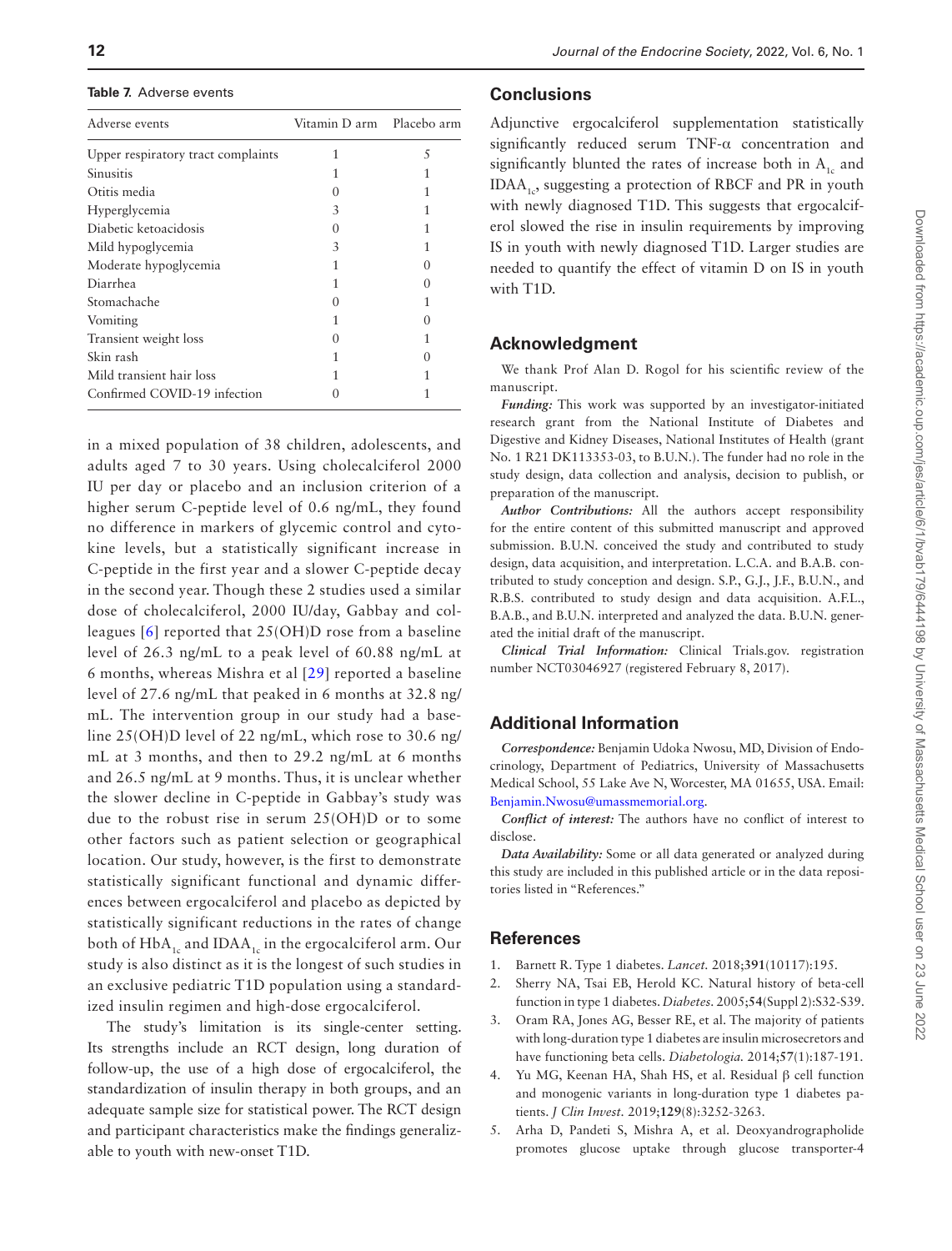**Table 7.** Adverse events

| Adverse events | Vitamin D arm | Placebo arm |
|---|---|---|
| Upper respiratory tract complaints | 1 | 5 |
| Sinusitis | 1 | 1 |
| Otitis media | 0 | 1 |
| Hyperglycemia | 3 | 1 |
| Diabetic ketoacidosis | 0 | 1 |
| Mild hypoglycemia | 3 | 1 |
| Moderate hypoglycemia | 1 | 0 |
| Diarrhea | 1 | 0 |
| Stomachache | 0 | 1 |
| Vomiting | 1 | 0 |
| Transient weight loss | 0 | 1 |
| Skin rash | 1 | 0 |
| Mild transient hair loss | 1 | 1 |
| Confirmed COVID-19 infection | 0 | 1 |

in a mixed population of 38 children, adolescents, and adults aged 7 to 30 years. Using cholecalciferol 2000 IU per day or placebo and an inclusion criterion of a higher serum C-peptide level of 0.6 ng/mL, they found no difference in markers of glycemic control and cytokine levels, but a statistically significant increase in C-peptide in the first year and a slower C-peptide decay in the second year. Though these 2 studies used a similar dose of cholecalciferol, 2000 IU/day, Gabbay and colleagues [6] reported that 25(OH)D rose from a baseline level of 26.3 ng/mL to a peak level of 60.88 ng/mL at 6 months, whereas Mishra et al [29] reported a baseline level of 27.6 ng/mL that peaked in 6 months at 32.8 ng/mL. The intervention group in our study had a baseline 25(OH)D level of 22 ng/mL, which rose to 30.6 ng/mL at 3 months, and then to 29.2 ng/mL at 6 months and 26.5 ng/mL at 9 months. Thus, it is unclear whether the slower decline in C-peptide in Gabbay's study was due to the robust rise in serum 25(OH)D or to some other factors such as patient selection or geographical location. Our study, however, is the first to demonstrate statistically significant functional and dynamic differences between ergocalciferol and placebo as depicted by statistically significant reductions in the rates of change both of $HbA_{1c}$ and $IDAA_{1c}$ in the ergocalciferol arm. Our study is also distinct as it is the longest of such studies in an exclusive pediatric T1D population using a standardized insulin regimen and high-dose ergocalciferol.

The study's limitation is its single-center setting. Its strengths include an RCT design, long duration of follow-up, the use of a high dose of ergocalciferol, the standardization of insulin therapy in both groups, and an adequate sample size for statistical power. The RCT design and participant characteristics make the findings generalizable to youth with new-onset T1D.

## Conclusions

Adjunctive ergocalciferol supplementation statistically significantly reduced serum TNF-α concentration and significantly blunted the rates of increase both in $A_{1c}$ and $IDAA_{1c}$, suggesting a protection of RBCF and PR in youth with newly diagnosed T1D. This suggests that ergocalciferol slowed the rise in insulin requirements by improving IS in youth with newly diagnosed T1D. Larger studies are needed to quantify the effect of vitamin D on IS in youth with T1D.

## Acknowledgment

We thank Prof Alan D. Rogol for his scientific review of the manuscript.

*Funding:* This work was supported by an investigator-initiated research grant from the National Institute of Diabetes and Digestive and Kidney Diseases, National Institutes of Health (grant No. 1 R21 DK113353-03, to B.U.N.). The funder had no role in the study design, data collection and analysis, decision to publish, or preparation of the manuscript.

*Author Contributions:* All the authors accept responsibility for the entire content of this submitted manuscript and approved submission. B.U.N. conceived the study and contributed to study design, data acquisition, and interpretation. L.C.A. and B.A.B. contributed to study conception and design. S.P., G.J., J.F., B.U.N., and R.B.S. contributed to study design and data acquisition. A.F.L., B.A.B., and B.U.N. interpreted and analyzed the data. B.U.N. generated the initial draft of the manuscript.

*Clinical Trial Information:* Clinical Trials.gov. registration number NCT03046927 (registered February 8, 2017).

## Additional Information

*Correspondence:* Benjamin Udoka Nwosu, MD, Division of Endocrinology, Department of Pediatrics, University of Massachusetts Medical School, 55 Lake Ave N, Worcester, MA 01655, USA. Email: Benjamin.Nwosu@umassmemorial.org.

*Conflict of interest:* The authors have no conflict of interest to disclose.

*Data Availability:* Some or all data generated or analyzed during this study are included in this published article or in the data repositories listed in "References."

## References

1. Barnett R. Type 1 diabetes. *Lancet.* 2018;**391**(10117):195.
2. Sherry NA, Tsai EB, Herold KC. Natural history of beta-cell function in type 1 diabetes. *Diabetes.* 2005;**54**(Suppl 2):S32-S39.
3. Oram RA, Jones AG, Besser RE, et al. The majority of patients with long-duration type 1 diabetes are insulin microsecretors and have functioning beta cells. *Diabetologia.* 2014;**57**(1):187-191.
4. Yu MG, Keenan HA, Shah HS, et al. Residual β cell function and monogenic variants in long-duration type 1 diabetes patients. *J Clin Invest.* 2019;**129**(8):3252-3263.
5. Arha D, Pandeti S, Mishra A, et al. Deoxyandrographolide promotes glucose uptake through glucose transporter-4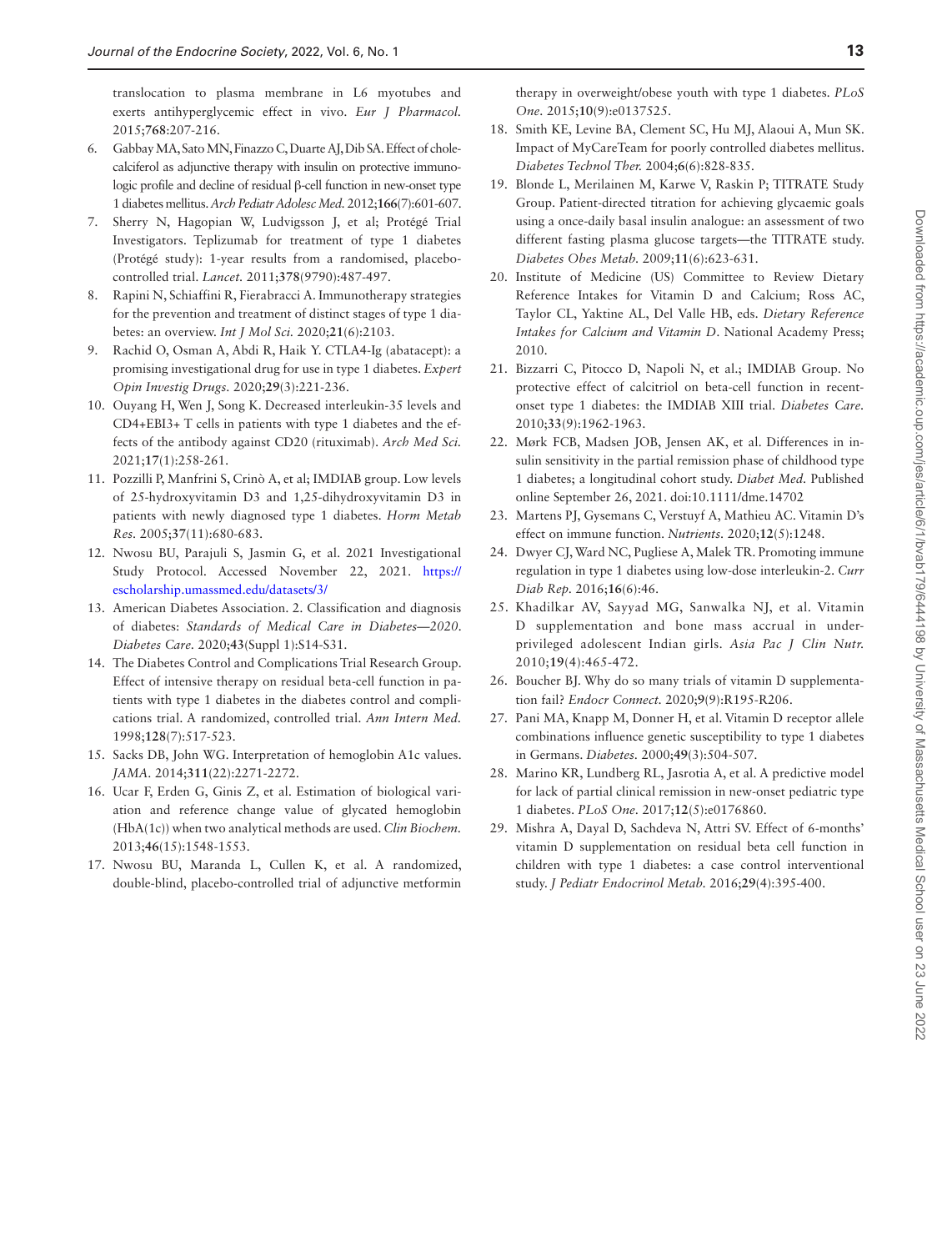translocation to plasma membrane in L6 myotubes and exerts antihyperglycemic effect in vivo. *Eur J Pharmacol.* 2015;**768**:207-216.

6. Gabbay MA, Sato MN, Finazzo C, Duarte AJ, Dib SA. Effect of cholecalciferol as adjunctive therapy with insulin on protective immunologic profile and decline of residual β-cell function in new-onset type 1 diabetes mellitus. *Arch Pediatr Adolesc Med.* 2012;**166**(7):601-607.
7. Sherry N, Hagopian W, Ludvigsson J, et al; Protégé Trial Investigators. Teplizumab for treatment of type 1 diabetes (Protégé study): 1-year results from a randomised, placebo-controlled trial. *Lancet.* 2011;**378**(9790):487-497.
8. Rapini N, Schiaffini R, Fierabracci A. Immunotherapy strategies for the prevention and treatment of distinct stages of type 1 diabetes: an overview. *Int J Mol Sci.* 2020;**21**(6):2103.
9. Rachid O, Osman A, Abdi R, Haik Y. CTLA4-Ig (abatacept): a promising investigational drug for use in type 1 diabetes. *Expert Opin Investig Drugs.* 2020;**29**(3):221-236.
10. Ouyang H, Wen J, Song K. Decreased interleukin-35 levels and CD4+EBI3+ T cells in patients with type 1 diabetes and the effects of the antibody against CD20 (rituximab). *Arch Med Sci.* 2021;**17**(1):258-261.
11. Pozzilli P, Manfrini S, Crinò A, et al; IMDIAB group. Low levels of 25-hydroxyvitamin D3 and 1,25-dihydroxyvitamin D3 in patients with newly diagnosed type 1 diabetes. *Horm Metab Res.* 2005;**37**(11):680-683.
12. Nwosu BU, Parajuli S, Jasmin G, et al. 2021 Investigational Study Protocol. Accessed November 22, 2021. https://escholarship.umassmed.edu/datasets/3/
13. American Diabetes Association. 2. Classification and diagnosis of diabetes: *Standards of Medical Care in Diabetes—2020. Diabetes Care.* 2020;**43**(Suppl 1):S14-S31.
14. The Diabetes Control and Complications Trial Research Group. Effect of intensive therapy on residual beta-cell function in patients with type 1 diabetes in the diabetes control and complications trial. A randomized, controlled trial. *Ann Intern Med.* 1998;**128**(7):517-523.
15. Sacks DB, John WG. Interpretation of hemoglobin A1c values. *JAMA.* 2014;**311**(22):2271-2272.
16. Ucar F, Erden G, Ginis Z, et al. Estimation of biological variation and reference change value of glycated hemoglobin (HbA(1c)) when two analytical methods are used. *Clin Biochem.* 2013;**46**(15):1548-1553.
17. Nwosu BU, Maranda L, Cullen K, et al. A randomized, double-blind, placebo-controlled trial of adjunctive metformin therapy in overweight/obese youth with type 1 diabetes. *PLoS One.* 2015;**10**(9):e0137525.
18. Smith KE, Levine BA, Clement SC, Hu MJ, Alaoui A, Mun SK. Impact of MyCareTeam for poorly controlled diabetes mellitus. *Diabetes Technol Ther.* 2004;**6**(6):828-835.
19. Blonde L, Merilainen M, Karwe V, Raskin P; TITRATE Study Group. Patient-directed titration for achieving glycaemic goals using a once-daily basal insulin analogue: an assessment of two different fasting plasma glucose targets—the TITRATE study. *Diabetes Obes Metab.* 2009;**11**(6):623-631.
20. Institute of Medicine (US) Committee to Review Dietary Reference Intakes for Vitamin D and Calcium; Ross AC, Taylor CL, Yaktine AL, Del Valle HB, eds. *Dietary Reference Intakes for Calcium and Vitamin D.* National Academy Press; 2010.
21. Bizzarri C, Pitocco D, Napoli N, et al.; IMDIAB Group. No protective effect of calcitriol on beta-cell function in recent-onset type 1 diabetes: the IMDIAB XIII trial. *Diabetes Care.* 2010;**33**(9):1962-1963.
22. Mørk FCB, Madsen JOB, Jensen AK, et al. Differences in insulin sensitivity in the partial remission phase of childhood type 1 diabetes; a longitudinal cohort study. *Diabet Med.* Published online September 26, 2021. doi:10.1111/dme.14702
23. Martens PJ, Gysemans C, Verstuyf A, Mathieu AC. Vitamin D's effect on immune function. *Nutrients.* 2020;**12**(5):1248.
24. Dwyer CJ, Ward NC, Pugliese A, Malek TR. Promoting immune regulation in type 1 diabetes using low-dose interleukin-2. *Curr Diab Rep.* 2016;**16**(6):46.
25. Khadilkar AV, Sayyad MG, Sanwalka NJ, et al. Vitamin D supplementation and bone mass accrual in underprivileged adolescent Indian girls. *Asia Pac J Clin Nutr.* 2010;**19**(4):465-472.
26. Boucher BJ. Why do so many trials of vitamin D supplementation fail? *Endocr Connect.* 2020;**9**(9):R195-R206.
27. Pani MA, Knapp M, Donner H, et al. Vitamin D receptor allele combinations influence genetic susceptibility to type 1 diabetes in Germans. *Diabetes.* 2000;**49**(3):504-507.
28. Marino KR, Lundberg RL, Jasrotia A, et al. A predictive model for lack of partial clinical remission in new-onset pediatric type 1 diabetes. *PLoS One.* 2017;**12**(5):e0176860.
29. Mishra A, Dayal D, Sachdeva N, Attri SV. Effect of 6-months' vitamin D supplementation on residual beta cell function in children with type 1 diabetes: a case control interventional study. *J Pediatr Endocrinol Metab.* 2016;**29**(4):395-400.